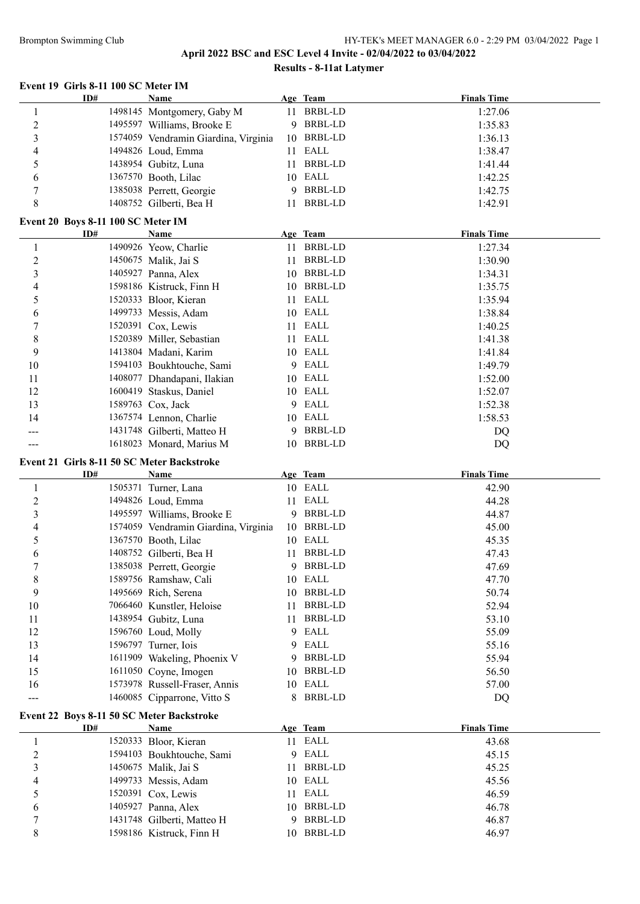# April 2022 BSC and ESC Level 4 Invite - 02/04/2022 to 03/04/2022

## Results - 8-11at Latymer

### Event 19 Girls 8-11 100 SC Meter IM

| | ID# | Name | Age | Team | Finals Time |
|---|---|---|---|---|---|
| 1 | 1498145 | Montgomery, Gaby M | 11 | BRBL-LD | 1:27.06 |
| 2 | 1495597 | Williams, Brooke E | 9 | BRBL-LD | 1:35.83 |
| 3 | 1574059 | Vendramin Giardina, Virginia | 10 | BRBL-LD | 1:36.13 |
| 4 | 1494826 | Loud, Emma | 11 | EALL | 1:38.47 |
| 5 | 1438954 | Gubitz, Luna | 11 | BRBL-LD | 1:41.44 |
| 6 | 1367570 | Booth, Lilac | 10 | EALL | 1:42.25 |
| 7 | 1385038 | Perrett, Georgie | 9 | BRBL-LD | 1:42.75 |
| 8 | 1408752 | Gilberti, Bea H | 11 | BRBL-LD | 1:42.91 |

### Event 20 Boys 8-11 100 SC Meter IM

| | ID# | Name | Age | Team | Finals Time |
|---|---|---|---|---|---|
| 1 | 1490926 | Yeow, Charlie | 11 | BRBL-LD | 1:27.34 |
| 2 | 1450675 | Malik, Jai S | 11 | BRBL-LD | 1:30.90 |
| 3 | 1405927 | Panna, Alex | 10 | BRBL-LD | 1:34.31 |
| 4 | 1598186 | Kistruck, Finn H | 10 | BRBL-LD | 1:35.75 |
| 5 | 1520333 | Bloor, Kieran | 11 | EALL | 1:35.94 |
| 6 | 1499733 | Messis, Adam | 10 | EALL | 1:38.84 |
| 7 | 1520391 | Cox, Lewis | 11 | EALL | 1:40.25 |
| 8 | 1520389 | Miller, Sebastian | 11 | EALL | 1:41.38 |
| 9 | 1413804 | Madani, Karim | 10 | EALL | 1:41.84 |
| 10 | 1594103 | Boukhtouche, Sami | 9 | EALL | 1:49.79 |
| 11 | 1408077 | Dhandapani, Ilakian | 10 | EALL | 1:52.00 |
| 12 | 1600419 | Staskus, Daniel | 10 | EALL | 1:52.07 |
| 13 | 1589763 | Cox, Jack | 9 | EALL | 1:52.38 |
| 14 | 1367574 | Lennon, Charlie | 10 | EALL | 1:58.53 |
| --- | 1431748 | Gilberti, Matteo H | 9 | BRBL-LD | DQ |
| --- | 1618023 | Monard, Marius M | 10 | BRBL-LD | DQ |

### Event 21 Girls 8-11 50 SC Meter Backstroke

| | ID# | Name | Age | Team | Finals Time |
|---|---|---|---|---|---|
| 1 | 1505371 | Turner, Lana | 10 | EALL | 42.90 |
| 2 | 1494826 | Loud, Emma | 11 | EALL | 44.28 |
| 3 | 1495597 | Williams, Brooke E | 9 | BRBL-LD | 44.87 |
| 4 | 1574059 | Vendramin Giardina, Virginia | 10 | BRBL-LD | 45.00 |
| 5 | 1367570 | Booth, Lilac | 10 | EALL | 45.35 |
| 6 | 1408752 | Gilberti, Bea H | 11 | BRBL-LD | 47.43 |
| 7 | 1385038 | Perrett, Georgie | 9 | BRBL-LD | 47.69 |
| 8 | 1589756 | Ramshaw, Cali | 10 | EALL | 47.70 |
| 9 | 1495669 | Rich, Serena | 10 | BRBL-LD | 50.74 |
| 10 | 7066460 | Kunstler, Heloise | 11 | BRBL-LD | 52.94 |
| 11 | 1438954 | Gubitz, Luna | 11 | BRBL-LD | 53.10 |
| 12 | 1596760 | Loud, Molly | 9 | EALL | 55.09 |
| 13 | 1596797 | Turner, Iois | 9 | EALL | 55.16 |
| 14 | 1611909 | Wakeling, Phoenix V | 9 | BRBL-LD | 55.94 |
| 15 | 1611050 | Coyne, Imogen | 10 | BRBL-LD | 56.50 |
| 16 | 1573978 | Russell-Fraser, Annis | 10 | EALL | 57.00 |
| --- | 1460085 | Cipparrone, Vitto S | 8 | BRBL-LD | DQ |

### Event 22 Boys 8-11 50 SC Meter Backstroke

| | ID# | Name | Age | Team | Finals Time |
|---|---|---|---|---|---|
| 1 | 1520333 | Bloor, Kieran | 11 | EALL | 43.68 |
| 2 | 1594103 | Boukhtouche, Sami | 9 | EALL | 45.15 |
| 3 | 1450675 | Malik, Jai S | 11 | BRBL-LD | 45.25 |
| 4 | 1499733 | Messis, Adam | 10 | EALL | 45.56 |
| 5 | 1520391 | Cox, Lewis | 11 | EALL | 46.59 |
| 6 | 1405927 | Panna, Alex | 10 | BRBL-LD | 46.78 |
| 7 | 1431748 | Gilberti, Matteo H | 9 | BRBL-LD | 46.87 |
| 8 | 1598186 | Kistruck, Finn H | 10 | BRBL-LD | 46.97 |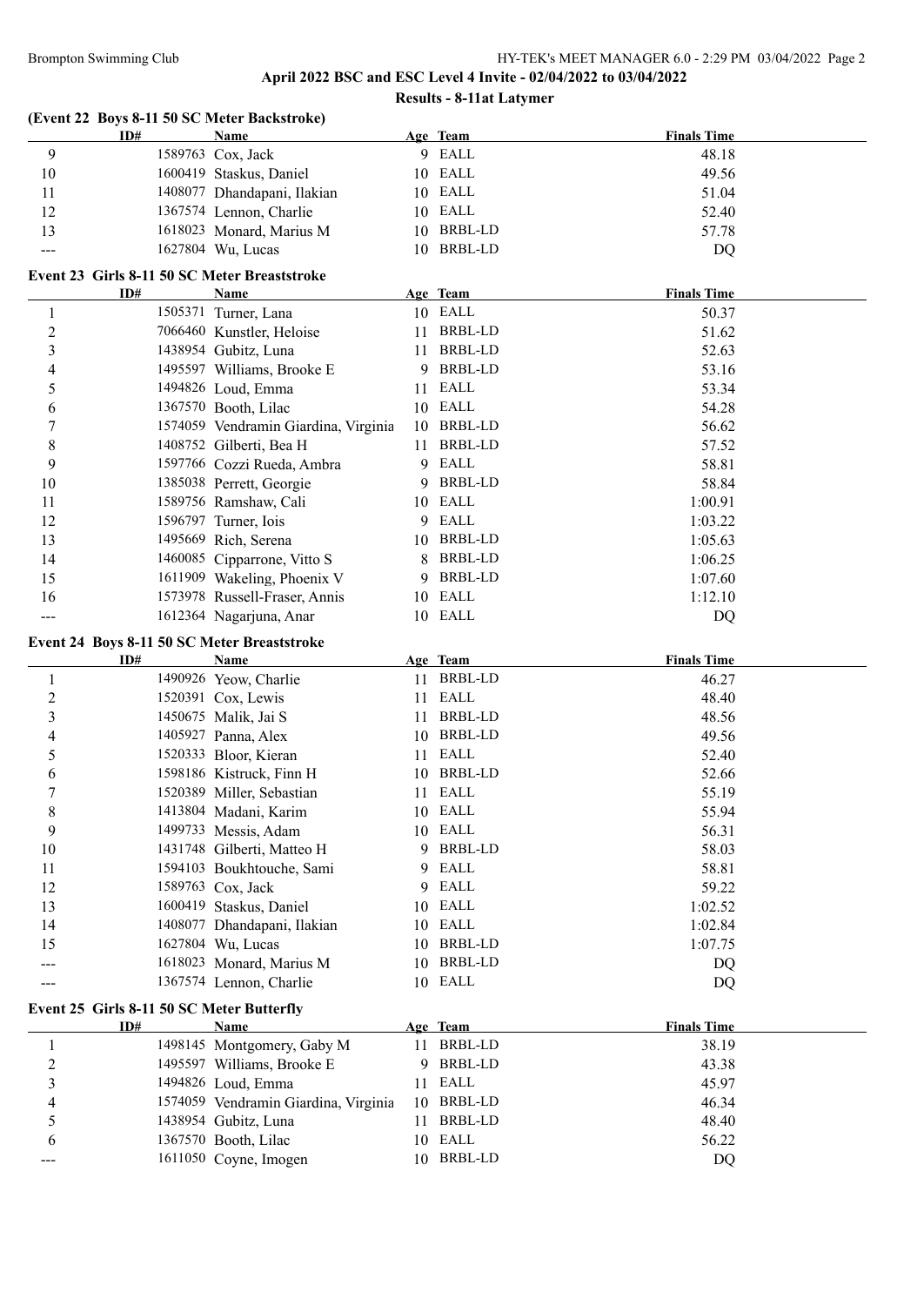## April 2022 BSC and ESC Level 4 Invite - 02/04/2022 to 03/04/2022

### Results - 8-11at Latymer

### (Event 22 Boys 8-11 50 SC Meter Backstroke)

| | ID# | Name | Age | Team | Finals Time |
|---|---|---|---|---|---|
| 9 | 1589763 | Cox, Jack | 9 | EALL | 48.18 |
| 10 | 1600419 | Staskus, Daniel | 10 | EALL | 49.56 |
| 11 | 1408077 | Dhandapani, Ilakian | 10 | EALL | 51.04 |
| 12 | 1367574 | Lennon, Charlie | 10 | EALL | 52.40 |
| 13 | 1618023 | Monard, Marius M | 10 | BRBL-LD | 57.78 |
| --- | 1627804 | Wu, Lucas | 10 | BRBL-LD | DQ |

### Event 23 Girls 8-11 50 SC Meter Breaststroke

| | ID# | Name | Age | Team | Finals Time |
|---|---|---|---|---|---|
| 1 | 1505371 | Turner, Lana | 10 | EALL | 50.37 |
| 2 | 7066460 | Kunstler, Heloise | 11 | BRBL-LD | 51.62 |
| 3 | 1438954 | Gubitz, Luna | 11 | BRBL-LD | 52.63 |
| 4 | 1495597 | Williams, Brooke E | 9 | BRBL-LD | 53.16 |
| 5 | 1494826 | Loud, Emma | 11 | EALL | 53.34 |
| 6 | 1367570 | Booth, Lilac | 10 | EALL | 54.28 |
| 7 | 1574059 | Vendramin Giardina, Virginia | 10 | BRBL-LD | 56.62 |
| 8 | 1408752 | Gilberti, Bea H | 11 | BRBL-LD | 57.52 |
| 9 | 1597766 | Cozzi Rueda, Ambra | 9 | EALL | 58.81 |
| 10 | 1385038 | Perrett, Georgie | 9 | BRBL-LD | 58.84 |
| 11 | 1589756 | Ramshaw, Cali | 10 | EALL | 1:00.91 |
| 12 | 1596797 | Turner, Iois | 9 | EALL | 1:03.22 |
| 13 | 1495669 | Rich, Serena | 10 | BRBL-LD | 1:05.63 |
| 14 | 1460085 | Cipparrone, Vitto S | 8 | BRBL-LD | 1:06.25 |
| 15 | 1611909 | Wakeling, Phoenix V | 9 | BRBL-LD | 1:07.60 |
| 16 | 1573978 | Russell-Fraser, Annis | 10 | EALL | 1:12.10 |
| --- | 1612364 | Nagarjuna, Anar | 10 | EALL | DQ |

### Event 24 Boys 8-11 50 SC Meter Breaststroke

| | ID# | Name | Age | Team | Finals Time |
|---|---|---|---|---|---|
| 1 | 1490926 | Yeow, Charlie | 11 | BRBL-LD | 46.27 |
| 2 | 1520391 | Cox, Lewis | 11 | EALL | 48.40 |
| 3 | 1450675 | Malik, Jai S | 11 | BRBL-LD | 48.56 |
| 4 | 1405927 | Panna, Alex | 10 | BRBL-LD | 49.56 |
| 5 | 1520333 | Bloor, Kieran | 11 | EALL | 52.40 |
| 6 | 1598186 | Kistruck, Finn H | 10 | BRBL-LD | 52.66 |
| 7 | 1520389 | Miller, Sebastian | 11 | EALL | 55.19 |
| 8 | 1413804 | Madani, Karim | 10 | EALL | 55.94 |
| 9 | 1499733 | Messis, Adam | 10 | EALL | 56.31 |
| 10 | 1431748 | Gilberti, Matteo H | 9 | BRBL-LD | 58.03 |
| 11 | 1594103 | Boukhtouche, Sami | 9 | EALL | 58.81 |
| 12 | 1589763 | Cox, Jack | 9 | EALL | 59.22 |
| 13 | 1600419 | Staskus, Daniel | 10 | EALL | 1:02.52 |
| 14 | 1408077 | Dhandapani, Ilakian | 10 | EALL | 1:02.84 |
| 15 | 1627804 | Wu, Lucas | 10 | BRBL-LD | 1:07.75 |
| --- | 1618023 | Monard, Marius M | 10 | BRBL-LD | DQ |
| --- | 1367574 | Lennon, Charlie | 10 | EALL | DQ |

### Event 25 Girls 8-11 50 SC Meter Butterfly

| | ID# | Name | Age | Team | Finals Time |
|---|---|---|---|---|---|
| 1 | 1498145 | Montgomery, Gaby M | 11 | BRBL-LD | 38.19 |
| 2 | 1495597 | Williams, Brooke E | 9 | BRBL-LD | 43.38 |
| 3 | 1494826 | Loud, Emma | 11 | EALL | 45.97 |
| 4 | 1574059 | Vendramin Giardina, Virginia | 10 | BRBL-LD | 46.34 |
| 5 | 1438954 | Gubitz, Luna | 11 | BRBL-LD | 48.40 |
| 6 | 1367570 | Booth, Lilac | 10 | EALL | 56.22 |
| --- | 1611050 | Coyne, Imogen | 10 | BRBL-LD | DQ |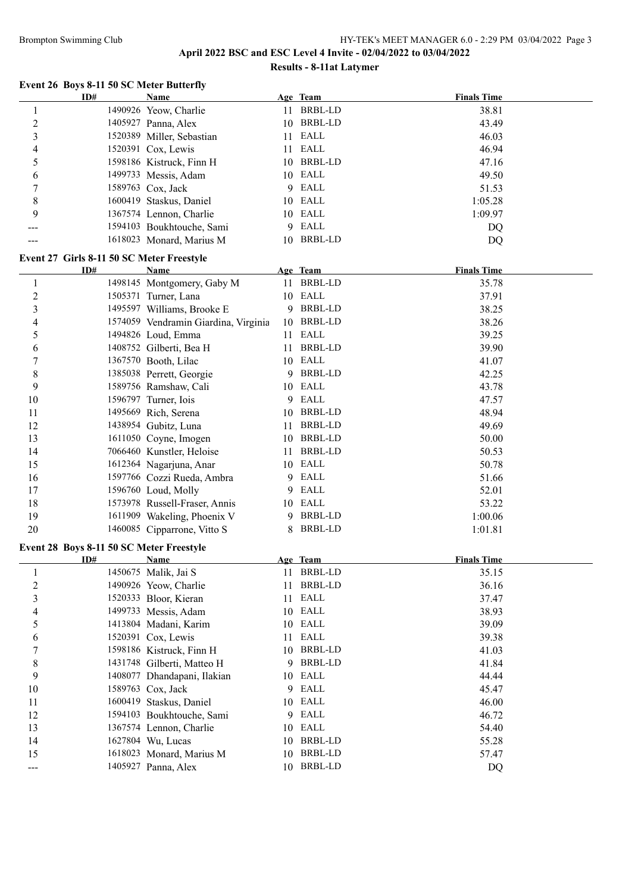April 2022 BSC and ESC Level 4 Invite - 02/04/2022 to 03/04/2022

Results - 8-11at Latymer

### Event 26 Boys 8-11 50 SC Meter Butterfly

| | ID# | Name | Age | Team | Finals Time |
|---|---|---|---|---|---|
| 1 | 1490926 | Yeow, Charlie | 11 | BRBL-LD | 38.81 |
| 2 | 1405927 | Panna, Alex | 10 | BRBL-LD | 43.49 |
| 3 | 1520389 | Miller, Sebastian | 11 | EALL | 46.03 |
| 4 | 1520391 | Cox, Lewis | 11 | EALL | 46.94 |
| 5 | 1598186 | Kistruck, Finn H | 10 | BRBL-LD | 47.16 |
| 6 | 1499733 | Messis, Adam | 10 | EALL | 49.50 |
| 7 | 1589763 | Cox, Jack | 9 | EALL | 51.53 |
| 8 | 1600419 | Staskus, Daniel | 10 | EALL | 1:05.28 |
| 9 | 1367574 | Lennon, Charlie | 10 | EALL | 1:09.97 |
| --- | 1594103 | Boukhtouche, Sami | 9 | EALL | DQ |
| --- | 1618023 | Monard, Marius M | 10 | BRBL-LD | DQ |

### Event 27 Girls 8-11 50 SC Meter Freestyle

| | ID# | Name | Age | Team | Finals Time |
|---|---|---|---|---|---|
| 1 | 1498145 | Montgomery, Gaby M | 11 | BRBL-LD | 35.78 |
| 2 | 1505371 | Turner, Lana | 10 | EALL | 37.91 |
| 3 | 1495597 | Williams, Brooke E | 9 | BRBL-LD | 38.25 |
| 4 | 1574059 | Vendramin Giardina, Virginia | 10 | BRBL-LD | 38.26 |
| 5 | 1494826 | Loud, Emma | 11 | EALL | 39.25 |
| 6 | 1408752 | Gilberti, Bea H | 11 | BRBL-LD | 39.90 |
| 7 | 1367570 | Booth, Lilac | 10 | EALL | 41.07 |
| 8 | 1385038 | Perrett, Georgie | 9 | BRBL-LD | 42.25 |
| 9 | 1589756 | Ramshaw, Cali | 10 | EALL | 43.78 |
| 10 | 1596797 | Turner, Iois | 9 | EALL | 47.57 |
| 11 | 1495669 | Rich, Serena | 10 | BRBL-LD | 48.94 |
| 12 | 1438954 | Gubitz, Luna | 11 | BRBL-LD | 49.69 |
| 13 | 1611050 | Coyne, Imogen | 10 | BRBL-LD | 50.00 |
| 14 | 7066460 | Kunstler, Heloise | 11 | BRBL-LD | 50.53 |
| 15 | 1612364 | Nagarjuna, Anar | 10 | EALL | 50.78 |
| 16 | 1597766 | Cozzi Rueda, Ambra | 9 | EALL | 51.66 |
| 17 | 1596760 | Loud, Molly | 9 | EALL | 52.01 |
| 18 | 1573978 | Russell-Fraser, Annis | 10 | EALL | 53.22 |
| 19 | 1611909 | Wakeling, Phoenix V | 9 | BRBL-LD | 1:00.06 |
| 20 | 1460085 | Cipparrone, Vitto S | 8 | BRBL-LD | 1:01.81 |

### Event 28 Boys 8-11 50 SC Meter Freestyle

| | ID# | Name | Age | Team | Finals Time |
|---|---|---|---|---|---|
| 1 | 1450675 | Malik, Jai S | 11 | BRBL-LD | 35.15 |
| 2 | 1490926 | Yeow, Charlie | 11 | BRBL-LD | 36.16 |
| 3 | 1520333 | Bloor, Kieran | 11 | EALL | 37.47 |
| 4 | 1499733 | Messis, Adam | 10 | EALL | 38.93 |
| 5 | 1413804 | Madani, Karim | 10 | EALL | 39.09 |
| 6 | 1520391 | Cox, Lewis | 11 | EALL | 39.38 |
| 7 | 1598186 | Kistruck, Finn H | 10 | BRBL-LD | 41.03 |
| 8 | 1431748 | Gilberti, Matteo H | 9 | BRBL-LD | 41.84 |
| 9 | 1408077 | Dhandapani, Ilakian | 10 | EALL | 44.44 |
| 10 | 1589763 | Cox, Jack | 9 | EALL | 45.47 |
| 11 | 1600419 | Staskus, Daniel | 10 | EALL | 46.00 |
| 12 | 1594103 | Boukhtouche, Sami | 9 | EALL | 46.72 |
| 13 | 1367574 | Lennon, Charlie | 10 | EALL | 54.40 |
| 14 | 1627804 | Wu, Lucas | 10 | BRBL-LD | 55.28 |
| 15 | 1618023 | Monard, Marius M | 10 | BRBL-LD | 57.47 |
| --- | 1405927 | Panna, Alex | 10 | BRBL-LD | DQ |